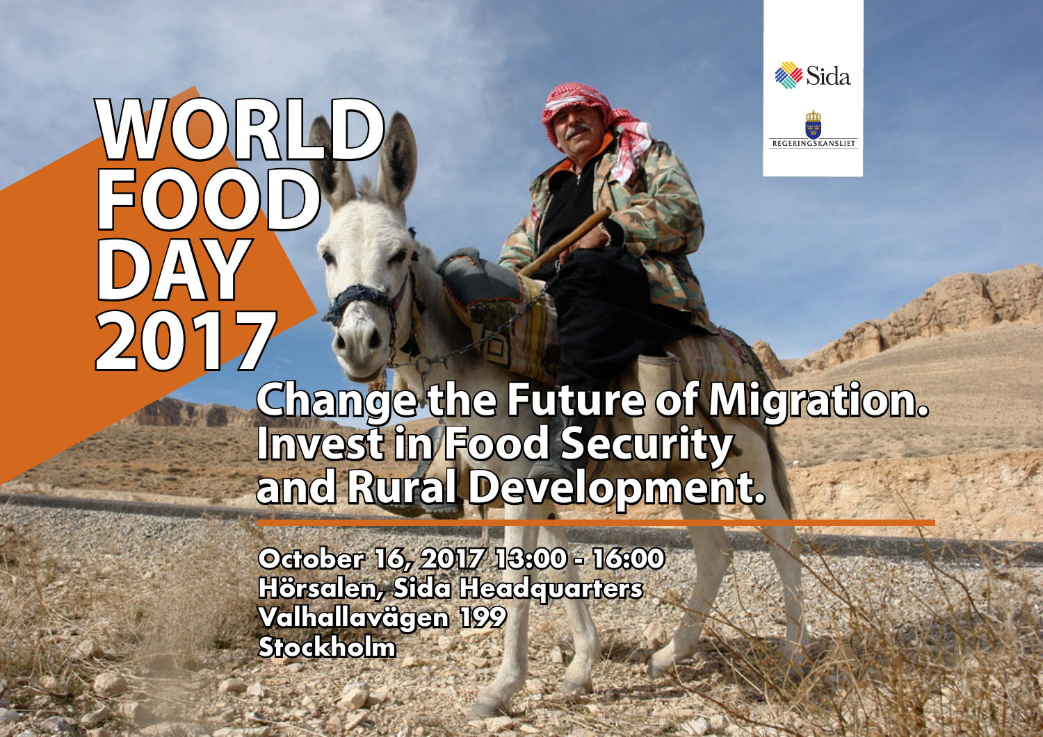Sida

REGERINGSKANSLIET

# WORLD FOOD DAY 2017

## Change the Future of Migration. Invest in Food Security and Rural Development.

**October 16, 2017 13:00 - 16:00**
**Hörsalen, Sida Headquarters**
**Valhallavägen 199**
**Stockholm**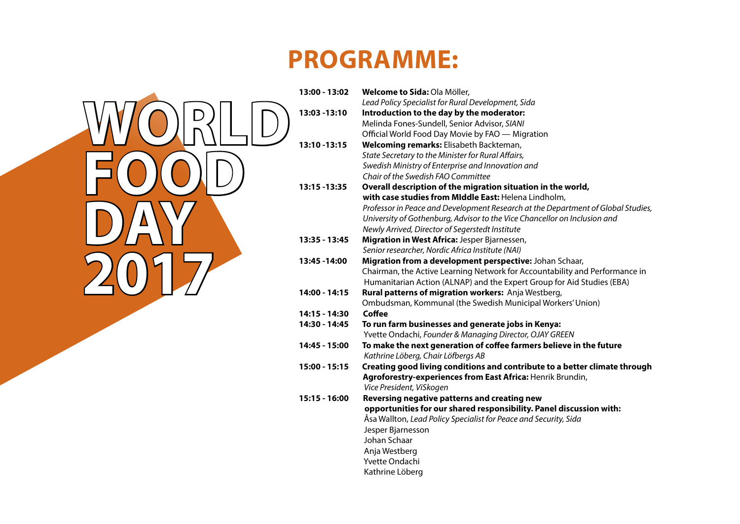# WORLD FOOD DAY 2017

## PROGRAMME:

| | |
|---|---|
| **13:00 - 13:02** | **Welcome to Sida:** Ola Möller, *Lead Policy Specialist for Rural Development, Sida* |
| **13:03 -13:10** | **Introduction to the day by the moderator:** Melinda Fones-Sundell, Senior Advisor, *SIANI* Official World Food Day Movie by FAO — Migration |
| **13:10 -13:15** | **Welcoming remarks:** Elisabeth Backteman, *State Secretary to the Minister for Rural Affairs, Swedish Ministry of Enterprise and Innovation and Chair of the Swedish FAO Committee* |
| **13:15 -13:35** | **Overall description of the migration situation in the world, with case studies from MIddle East:** Helena Lindholm, *Professor in Peace and Development Research at the Department of Global Studies, University of Gothenburg, Advisor to the Vice Chancellor on Inclusion and Newly Arrived, Director of Segerstedt Institute* |
| **13:35 - 13:45** | **Migration in West Africa:** Jesper Bjarnessen, *Senior researcher, Nordic Africa Institute (NAI)* |
| **13:45 -14:00** | **Migration from a development perspective:** Johan Schaar, Chairman, the Active Learning Network for Accountability and Performance in Humanitarian Action (ALNAP) and the Expert Group for Aid Studies (EBA) |
| **14:00 - 14:15** | **Rural patterns of migration workers:** Anja Westberg, Ombudsman, Kommunal (the Swedish Municipal Workers' Union) |
| **14:15 - 14:30** | **Coffee** |
| **14:30 - 14:45** | **To run farm businesses and generate jobs in Kenya:** Yvette Ondachi, *Founder & Managing Director, OJAY GREEN* |
| **14:45 - 15:00** | **To make the next generation of coffee farmers believe in the future** *Kathrine Löberg, Chair Löfbergs AB* |
| **15:00 - 15:15** | **Creating good living conditions and contribute to a better climate through Agroforestry-experiences from East Africa:** Henrik Brundin, *Vice President, ViSkogen* |
| **15:15 - 16:00** | **Reversing negative patterns and creating new opportunities for our shared responsibility. Panel discussion with:** Åsa Wallton, *Lead Policy Specialist for Peace and Security, Sida* Jesper Bjarnesson Johan Schaar Anja Westberg Yvette Ondachi Kathrine Löberg |